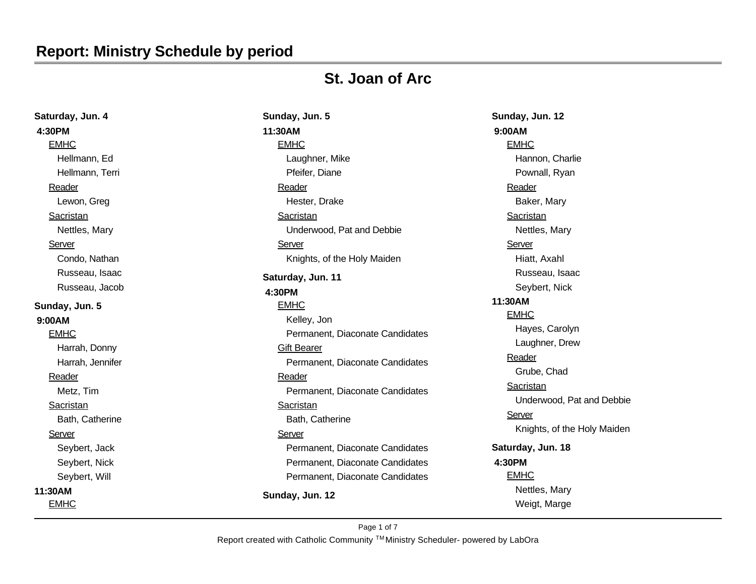# Report: Ministry Schedule by period

## St. Joan of Arc

**Saturday, Jun. 4**

**4:30PM**

EMHC
- Hellmann, Ed
- Hellmann, Terri

Reader
- Lewon, Greg

Sacristan
- Nettles, Mary

Server
- Condo, Nathan
- Russeau, Isaac
- Russeau, Jacob

**Sunday, Jun. 5**

**9:00AM**

EMHC
- Harrah, Donny
- Harrah, Jennifer

Reader
- Metz, Tim

Sacristan
- Bath, Catherine

Server
- Seybert, Jack
- Seybert, Nick
- Seybert, Will

**11:30AM**

EMHC

**Sunday, Jun. 5**

**11:30AM**

EMHC
- Laughner, Mike
- Pfeifer, Diane

Reader
- Hester, Drake

Sacristan
- Underwood, Pat and Debbie

Server
- Knights, of the Holy Maiden

**Saturday, Jun. 11**

**4:30PM**

EMHC
- Kelley, Jon
- Permanent, Diaconate Candidates

Gift Bearer
- Permanent, Diaconate Candidates

Reader
- Permanent, Diaconate Candidates

Sacristan
- Bath, Catherine

Server
- Permanent, Diaconate Candidates
- Permanent, Diaconate Candidates
- Permanent, Diaconate Candidates

**Sunday, Jun. 12**

**Sunday, Jun. 12**

**9:00AM**

EMHC
- Hannon, Charlie
- Pownall, Ryan

Reader
- Baker, Mary

Sacristan
- Nettles, Mary

Server
- Hiatt, Axahl
- Russeau, Isaac
- Seybert, Nick

**11:30AM**

EMHC
- Hayes, Carolyn
- Laughner, Drew

Reader
- Grube, Chad

Sacristan
- Underwood, Pat and Debbie

Server
- Knights, of the Holy Maiden

**Saturday, Jun. 18**

**4:30PM**

EMHC
- Nettles, Mary
- Weigt, Marge

Report created with Catholic Community [TM] Ministry Scheduler- powered by LabOra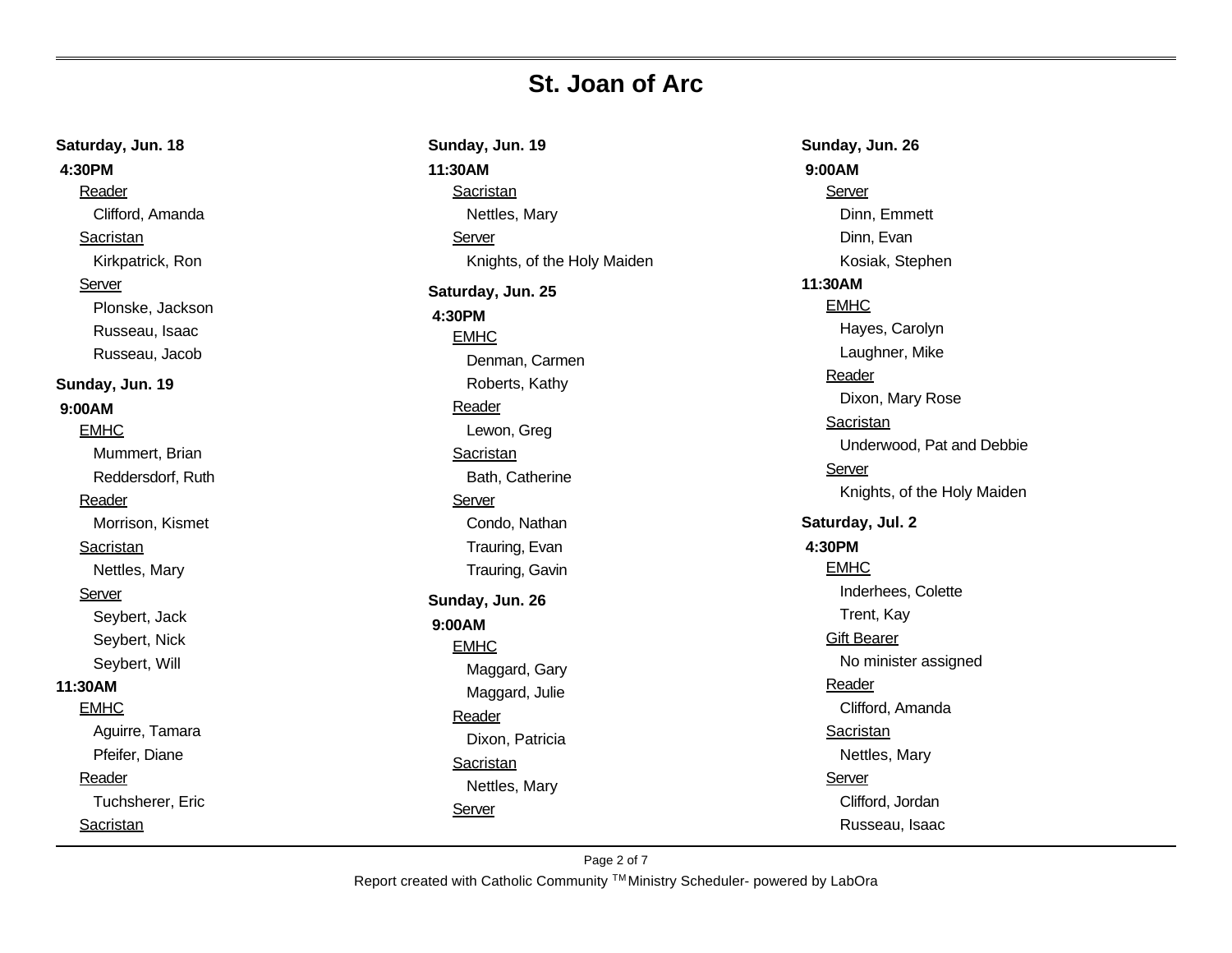# St. Joan of Arc

**Saturday, Jun. 18**

**4:30PM**

Reader
- Clifford, Amanda

Sacristan
- Kirkpatrick, Ron

Server
- Plonske, Jackson
- Russeau, Isaac
- Russeau, Jacob

**Sunday, Jun. 19**

**9:00AM**

EMHC
- Mummert, Brian
- Reddersdorf, Ruth

Reader
- Morrison, Kismet

Sacristan
- Nettles, Mary

Server
- Seybert, Jack
- Seybert, Nick
- Seybert, Will

**11:30AM**

EMHC
- Aguirre, Tamara
- Pfeifer, Diane

Reader
- Tuchsherer, Eric

Sacristan

**Sunday, Jun. 19**

**11:30AM**

Sacristan
- Nettles, Mary

Server
- Knights, of the Holy Maiden

**Saturday, Jun. 25**

**4:30PM**

EMHC
- Denman, Carmen
- Roberts, Kathy

Reader
- Lewon, Greg

Sacristan
- Bath, Catherine

Server
- Condo, Nathan
- Trauring, Evan
- Trauring, Gavin

**Sunday, Jun. 26**

**9:00AM**

EMHC
- Maggard, Gary
- Maggard, Julie

Reader
- Dixon, Patricia

Sacristan
- Nettles, Mary

Server

**Sunday, Jun. 26**

**9:00AM**

Server
- Dinn, Emmett
- Dinn, Evan
- Kosiak, Stephen

**11:30AM**

EMHC
- Hayes, Carolyn
- Laughner, Mike

Reader
- Dixon, Mary Rose

Sacristan
- Underwood, Pat and Debbie

Server
- Knights, of the Holy Maiden

**Saturday, Jul. 2**

**4:30PM**

EMHC
- Inderhees, Colette
- Trent, Kay

Gift Bearer
- No minister assigned

Reader
- Clifford, Amanda

Sacristan
- Nettles, Mary

Server
- Clifford, Jordan
- Russeau, Isaac

Report created with Catholic Community TM Ministry Scheduler- powered by LabOra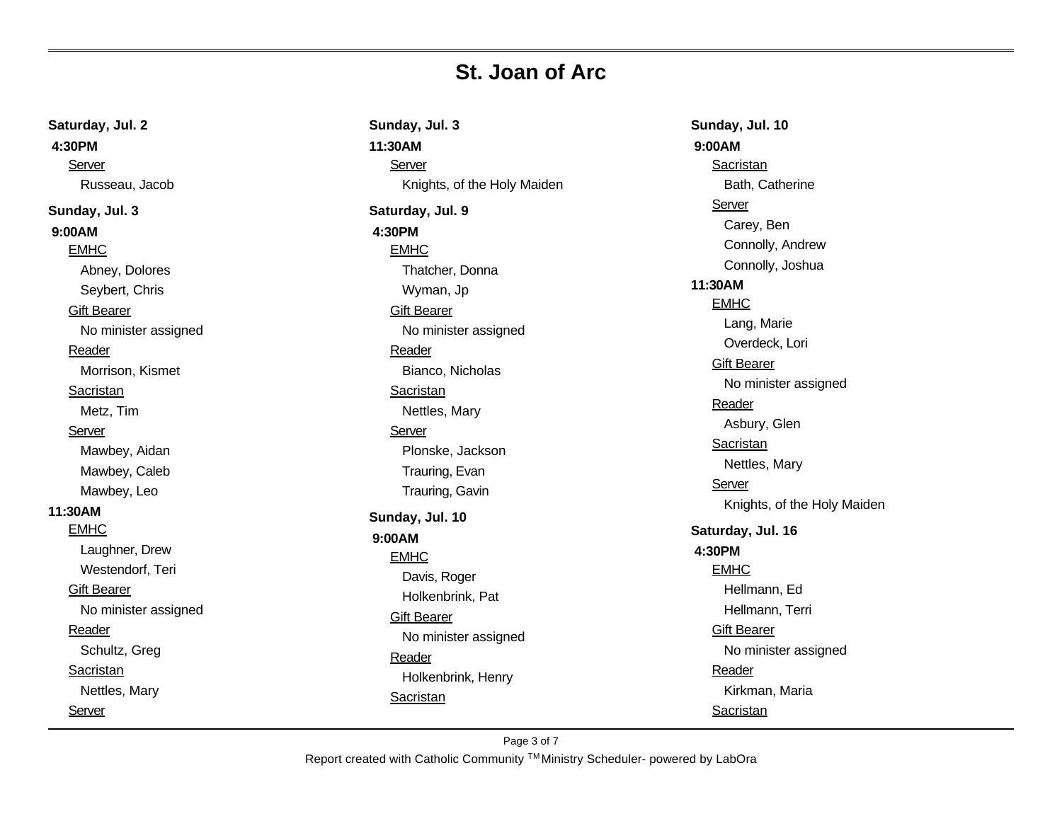# St. Joan of Arc

**Saturday, Jul. 2**

**4:30PM**

Server
- Russeau, Jacob

**Sunday, Jul. 3**

**9:00AM**

EMHC
- Abney, Dolores
- Seybert, Chris

Gift Bearer
- No minister assigned

Reader
- Morrison, Kismet

Sacristan
- Metz, Tim

Server
- Mawbey, Aidan
- Mawbey, Caleb
- Mawbey, Leo

**11:30AM**

EMHC
- Laughner, Drew
- Westendorf, Teri

Gift Bearer
- No minister assigned

Reader
- Schultz, Greg

Sacristan
- Nettles, Mary

Server

**Sunday, Jul. 3**

**11:30AM**

Server
- Knights, of the Holy Maiden

**Saturday, Jul. 9**

**4:30PM**

EMHC
- Thatcher, Donna
- Wyman, Jp

Gift Bearer
- No minister assigned

Reader
- Bianco, Nicholas

Sacristan
- Nettles, Mary

Server
- Plonske, Jackson
- Trauring, Evan
- Trauring, Gavin

**Sunday, Jul. 10**

**9:00AM**

EMHC
- Davis, Roger
- Holkenbrink, Pat

Gift Bearer
- No minister assigned

Reader
- Holkenbrink, Henry

Sacristan

**Sunday, Jul. 10**

**9:00AM**

Sacristan
- Bath, Catherine

Server
- Carey, Ben
- Connolly, Andrew
- Connolly, Joshua

**11:30AM**

EMHC
- Lang, Marie
- Overdeck, Lori

Gift Bearer
- No minister assigned

Reader
- Asbury, Glen

Sacristan
- Nettles, Mary

Server
- Knights, of the Holy Maiden

**Saturday, Jul. 16**

**4:30PM**

EMHC
- Hellmann, Ed
- Hellmann, Terri

Gift Bearer
- No minister assigned

Reader
- Kirkman, Maria

Sacristan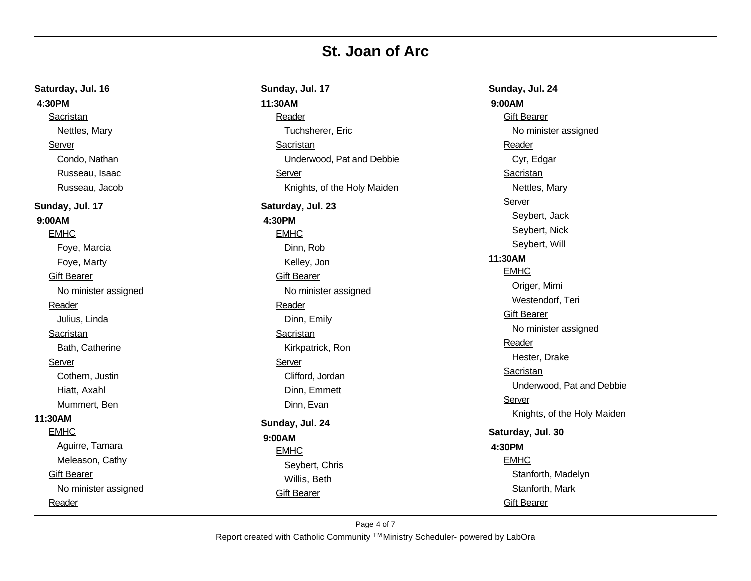# St. Joan of Arc

**Saturday, Jul. 16**

**4:30PM**

Sacristan
- Nettles, Mary

Server
- Condo, Nathan
- Russeau, Isaac
- Russeau, Jacob

**Sunday, Jul. 17**

**9:00AM**

EMHC
- Foye, Marcia
- Foye, Marty

Gift Bearer
- No minister assigned

Reader
- Julius, Linda

Sacristan
- Bath, Catherine

Server
- Cothern, Justin
- Hiatt, Axahl
- Mummert, Ben

**11:30AM**

EMHC
- Aguirre, Tamara
- Meleason, Cathy

Gift Bearer
- No minister assigned

Reader

**Sunday, Jul. 17**

**11:30AM**

Reader
- Tuchsherer, Eric

Sacristan
- Underwood, Pat and Debbie

Server
- Knights, of the Holy Maiden

**Saturday, Jul. 23**

**4:30PM**

EMHC
- Dinn, Rob
- Kelley, Jon

Gift Bearer
- No minister assigned

Reader
- Dinn, Emily

Sacristan
- Kirkpatrick, Ron

Server
- Clifford, Jordan
- Dinn, Emmett
- Dinn, Evan

**Sunday, Jul. 24**

**9:00AM**

EMHC
- Seybert, Chris
- Willis, Beth

Gift Bearer

**Sunday, Jul. 24**

**9:00AM**

Gift Bearer
- No minister assigned

Reader
- Cyr, Edgar

Sacristan
- Nettles, Mary

Server
- Seybert, Jack
- Seybert, Nick
- Seybert, Will

**11:30AM**

EMHC
- Origer, Mimi
- Westendorf, Teri

Gift Bearer
- No minister assigned

Reader
- Hester, Drake

Sacristan
- Underwood, Pat and Debbie

Server
- Knights, of the Holy Maiden

**Saturday, Jul. 30**

**4:30PM**

EMHC
- Stanforth, Madelyn
- Stanforth, Mark

Gift Bearer

Report created with Catholic Community TM Ministry Scheduler- powered by LabOra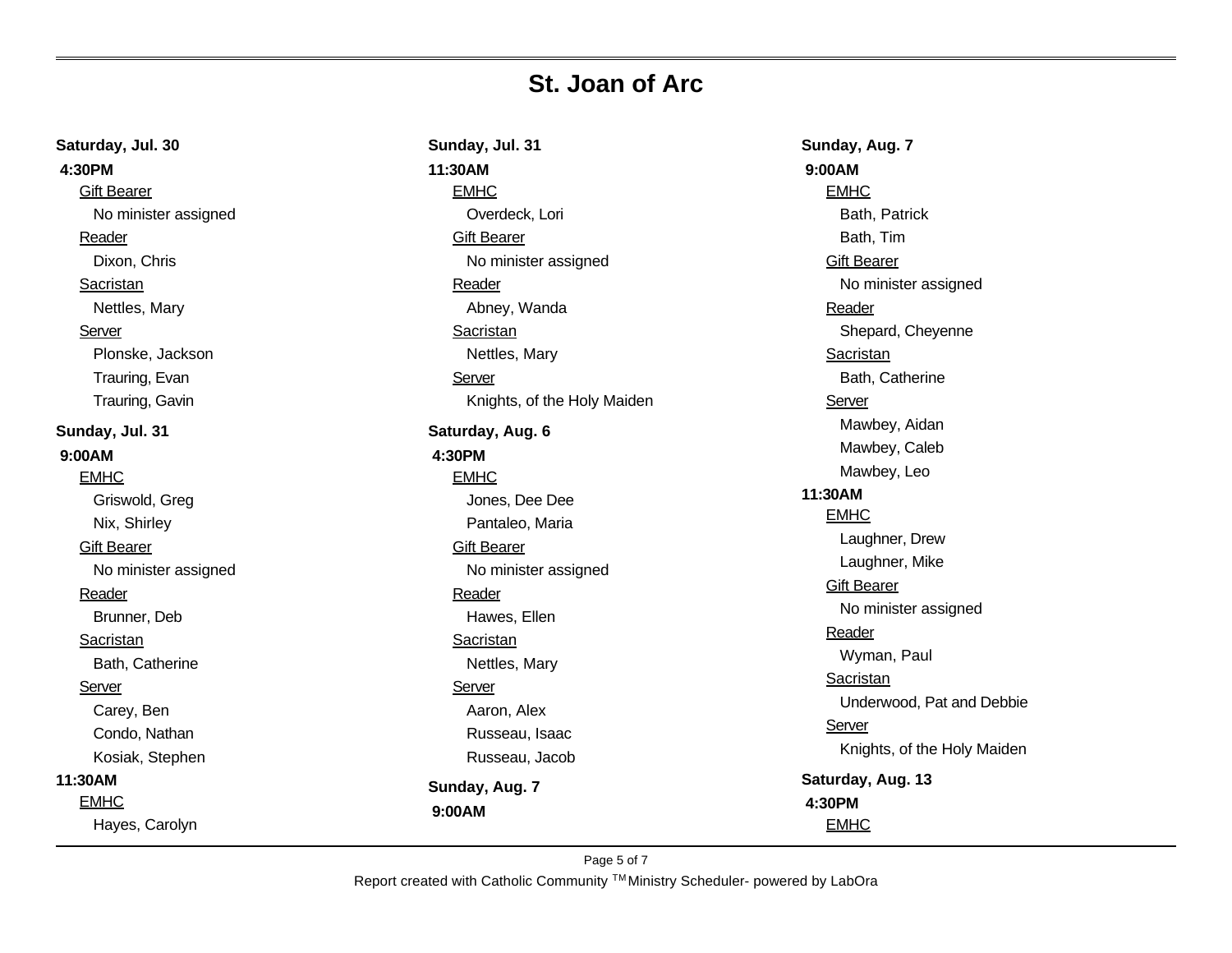# St. Joan of Arc

**Saturday, Jul. 30**

**4:30PM**

Gift Bearer
- No minister assigned

Reader
- Dixon, Chris

Sacristan
- Nettles, Mary

Server
- Plonske, Jackson
- Trauring, Evan
- Trauring, Gavin

**Sunday, Jul. 31**

**9:00AM**

EMHC
- Griswold, Greg
- Nix, Shirley

Gift Bearer
- No minister assigned

Reader
- Brunner, Deb

Sacristan
- Bath, Catherine

Server
- Carey, Ben
- Condo, Nathan
- Kosiak, Stephen

**11:30AM**

EMHC
- Hayes, Carolyn

**Sunday, Jul. 31**

**11:30AM**

EMHC
- Overdeck, Lori

Gift Bearer
- No minister assigned

Reader
- Abney, Wanda

Sacristan
- Nettles, Mary

Server
- Knights, of the Holy Maiden

**Saturday, Aug. 6**

**4:30PM**

EMHC
- Jones, Dee Dee
- Pantaleo, Maria

Gift Bearer
- No minister assigned

Reader
- Hawes, Ellen

Sacristan
- Nettles, Mary

Server
- Aaron, Alex
- Russeau, Isaac
- Russeau, Jacob

**Sunday, Aug. 7**

**9:00AM**

**Sunday, Aug. 7**

**9:00AM**

EMHC
- Bath, Patrick
- Bath, Tim

Gift Bearer
- No minister assigned

Reader
- Shepard, Cheyenne

Sacristan
- Bath, Catherine

Server
- Mawbey, Aidan
- Mawbey, Caleb
- Mawbey, Leo

**11:30AM**

EMHC
- Laughner, Drew
- Laughner, Mike

Gift Bearer
- No minister assigned

Reader
- Wyman, Paul

Sacristan
- Underwood, Pat and Debbie

Server
- Knights, of the Holy Maiden

**Saturday, Aug. 13**

**4:30PM**

EMHC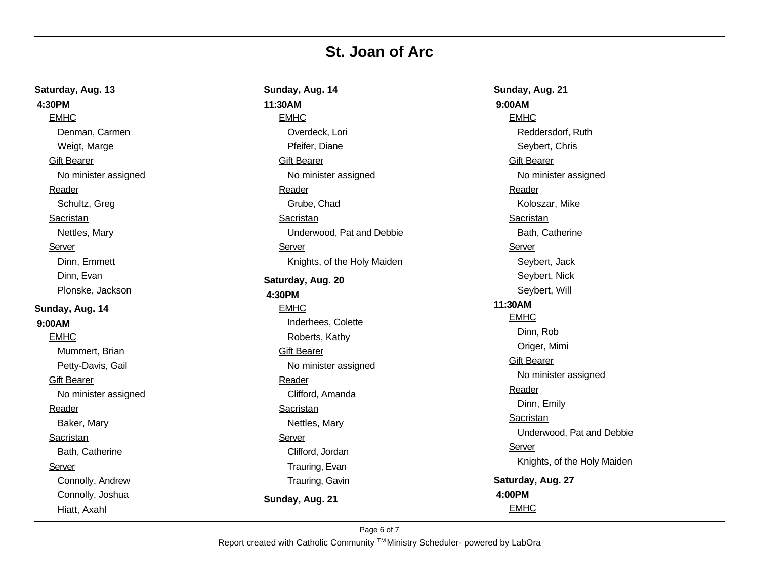# St. Joan of Arc

**Saturday, Aug. 13**

**4:30PM**

EMHC
- Denman, Carmen
- Weigt, Marge

Gift Bearer
- No minister assigned

Reader
- Schultz, Greg

Sacristan
- Nettles, Mary

Server
- Dinn, Emmett
- Dinn, Evan
- Plonske, Jackson

**Sunday, Aug. 14**

**9:00AM**

EMHC
- Mummert, Brian
- Petty-Davis, Gail

Gift Bearer
- No minister assigned

Reader
- Baker, Mary

Sacristan
- Bath, Catherine

Server
- Connolly, Andrew
- Connolly, Joshua
- Hiatt, Axahl

**Sunday, Aug. 14**

**11:30AM**

EMHC
- Overdeck, Lori
- Pfeifer, Diane

Gift Bearer
- No minister assigned

Reader
- Grube, Chad

Sacristan
- Underwood, Pat and Debbie

Server
- Knights, of the Holy Maiden

**Saturday, Aug. 20**

**4:30PM**

EMHC
- Inderhees, Colette
- Roberts, Kathy

Gift Bearer
- No minister assigned

Reader
- Clifford, Amanda

Sacristan
- Nettles, Mary

Server
- Clifford, Jordan
- Trauring, Evan
- Trauring, Gavin

**Sunday, Aug. 21**

**9:00AM**

EMHC
- Reddersdorf, Ruth
- Seybert, Chris

Gift Bearer
- No minister assigned

Reader
- Koloszar, Mike

Sacristan
- Bath, Catherine

Server
- Seybert, Jack
- Seybert, Nick
- Seybert, Will

**11:30AM**

EMHC
- Dinn, Rob
- Origer, Mimi

Gift Bearer
- No minister assigned

Reader
- Dinn, Emily

Sacristan
- Underwood, Pat and Debbie

Server
- Knights, of the Holy Maiden

**Saturday, Aug. 27**

**4:00PM**

EMHC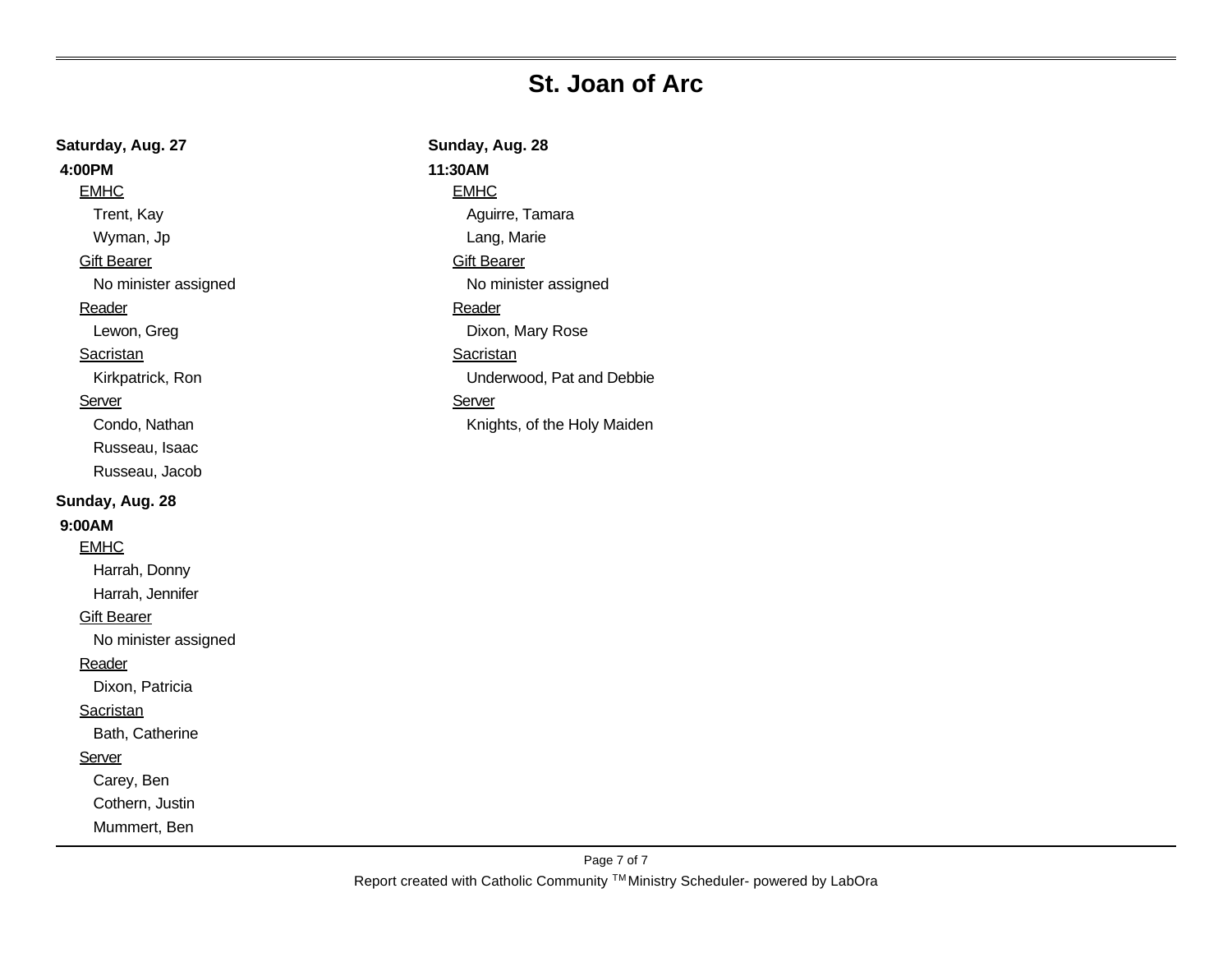# St. Joan of Arc

**Saturday, Aug. 27**

**4:00PM**

EMHC

Trent, Kay

Wyman, Jp

Gift Bearer

No minister assigned

Reader

Lewon, Greg

Sacristan

Kirkpatrick, Ron

Server

Condo, Nathan

Russeau, Isaac

Russeau, Jacob

**Sunday, Aug. 28**

**9:00AM**

EMHC

Harrah, Donny

Harrah, Jennifer

Gift Bearer

No minister assigned

Reader

Dixon, Patricia

Sacristan

Bath, Catherine

Server

Carey, Ben

Cothern, Justin

Mummert, Ben

**Sunday, Aug. 28**

**11:30AM**

EMHC

Aguirre, Tamara

Lang, Marie

Gift Bearer

No minister assigned

Reader

Dixon, Mary Rose

Sacristan

Underwood, Pat and Debbie

Server

Knights, of the Holy Maiden

Report created with Catholic Community TM Ministry Scheduler- powered by LabOra